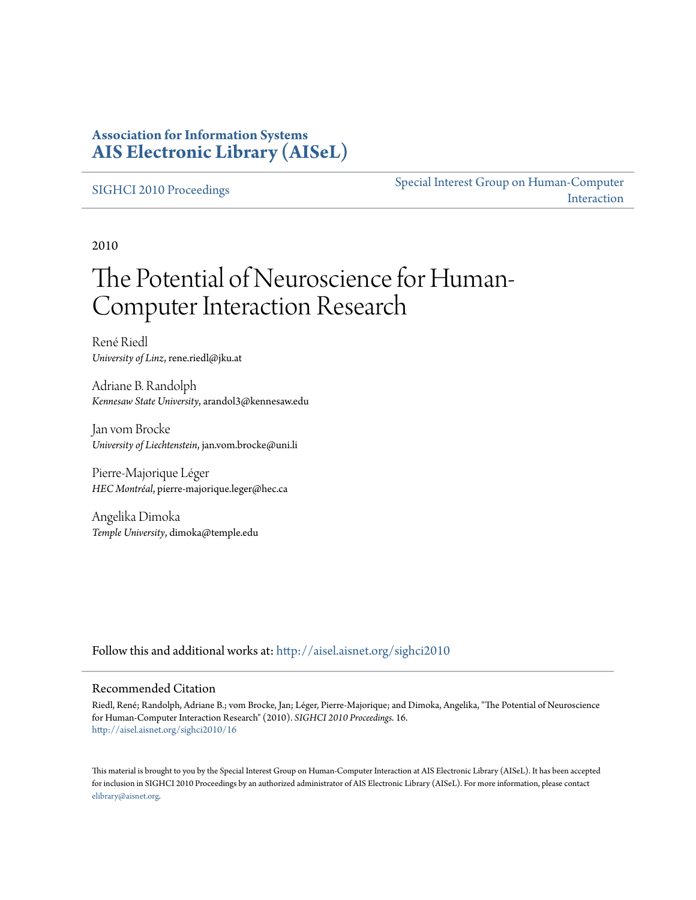**Association for Information Systems**
**AIS Electronic Library (AISeL)**

SIGHCI 2010 Proceedings

Special Interest Group on Human-Computer Interaction

2010

# The Potential of Neuroscience for Human-Computer Interaction Research

René Riedl
*University of Linz*, rene.riedl@jku.at

Adriane B. Randolph
*Kennesaw State University*, arandol3@kennesaw.edu

Jan vom Brocke
*University of Liechtenstein*, jan.vom.brocke@uni.li

Pierre-Majorique Léger
*HEC Montréal*, pierre-majorique.leger@hec.ca

Angelika Dimoka
*Temple University*, dimoka@temple.edu

Follow this and additional works at: http://aisel.aisnet.org/sighci2010

## Recommended Citation

Riedl, René; Randolph, Adriane B.; vom Brocke, Jan; Léger, Pierre-Majorique; and Dimoka, Angelika, "The Potential of Neuroscience for Human-Computer Interaction Research" (2010). *SIGHCI 2010 Proceedings*. 16.
http://aisel.aisnet.org/sighci2010/16

This material is brought to you by the Special Interest Group on Human-Computer Interaction at AIS Electronic Library (AISeL). It has been accepted for inclusion in SIGHCI 2010 Proceedings by an authorized administrator of AIS Electronic Library (AISeL). For more information, please contact elibrary@aisnet.org.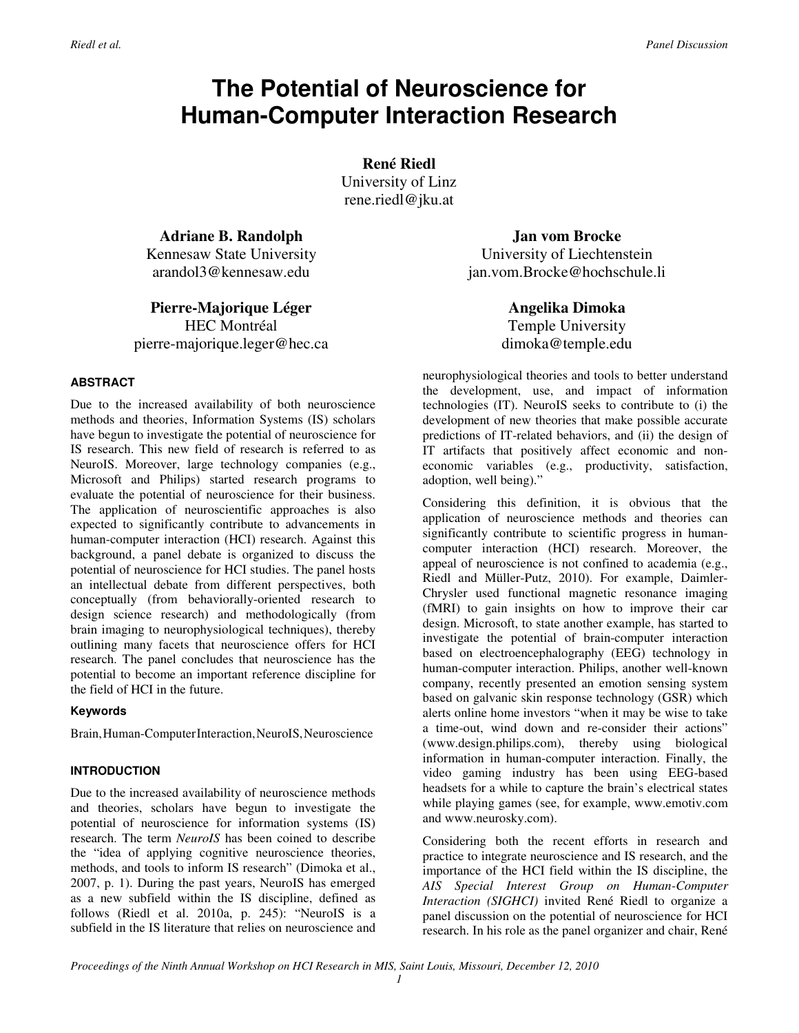# The Potential of Neuroscience for Human-Computer Interaction Research

**René Riedl**
University of Linz
rene.riedl@jku.at

**Adriane B. Randolph**
Kennesaw State University
arandol3@kennesaw.edu

**Jan vom Brocke**
University of Liechtenstein
jan.vom.Brocke@hochschule.li

**Pierre-Majorique Léger**
HEC Montréal
pierre-majorique.leger@hec.ca

**Angelika Dimoka**
Temple University
dimoka@temple.edu

### ABSTRACT

Due to the increased availability of both neuroscience methods and theories, Information Systems (IS) scholars have begun to investigate the potential of neuroscience for IS research. This new field of research is referred to as NeuroIS. Moreover, large technology companies (e.g., Microsoft and Philips) started research programs to evaluate the potential of neuroscience for their business. The application of neuroscientific approaches is also expected to significantly contribute to advancements in human-computer interaction (HCI) research. Against this background, a panel debate is organized to discuss the potential of neuroscience for HCI studies. The panel hosts an intellectual debate from different perspectives, both conceptually (from behaviorally-oriented research to design science research) and methodologically (from brain imaging to neurophysiological techniques), thereby outlining many facets that neuroscience offers for HCI research. The panel concludes that neuroscience has the potential to become an important reference discipline for the field of HCI in the future.

### Keywords

Brain, Human-Computer Interaction, NeuroIS, Neuroscience

### INTRODUCTION

Due to the increased availability of neuroscience methods and theories, scholars have begun to investigate the potential of neuroscience for information systems (IS) research. The term *NeuroIS* has been coined to describe the "idea of applying cognitive neuroscience theories, methods, and tools to inform IS research" (Dimoka et al., 2007, p. 1). During the past years, NeuroIS has emerged as a new subfield within the IS discipline, defined as follows (Riedl et al. 2010a, p. 245): "NeuroIS is a subfield in the IS literature that relies on neuroscience and neurophysiological theories and tools to better understand the development, use, and impact of information technologies (IT). NeuroIS seeks to contribute to (i) the development of new theories that make possible accurate predictions of IT-related behaviors, and (ii) the design of IT artifacts that positively affect economic and non-economic variables (e.g., productivity, satisfaction, adoption, well being)."

Considering this definition, it is obvious that the application of neuroscience methods and theories can significantly contribute to scientific progress in human-computer interaction (HCI) research. Moreover, the appeal of neuroscience is not confined to academia (e.g., Riedl and Müller-Putz, 2010). For example, Daimler-Chrysler used functional magnetic resonance imaging (fMRI) to gain insights on how to improve their car design. Microsoft, to state another example, has started to investigate the potential of brain-computer interaction based on electroencephalography (EEG) technology in human-computer interaction. Philips, another well-known company, recently presented an emotion sensing system based on galvanic skin response technology (GSR) which alerts online home investors "when it may be wise to take a time-out, wind down and re-consider their actions" (www.design.philips.com), thereby using biological information in human-computer interaction. Finally, the video gaming industry has been using EEG-based headsets for a while to capture the brain's electrical states while playing games (see, for example, www.emotiv.com and www.neurosky.com).

Considering both the recent efforts in research and practice to integrate neuroscience and IS research, and the importance of the HCI field within the IS discipline, the *AIS Special Interest Group on Human-Computer Interaction (SIGHCI)* invited René Riedl to organize a panel discussion on the potential of neuroscience for HCI research. In his role as the panel organizer and chair, René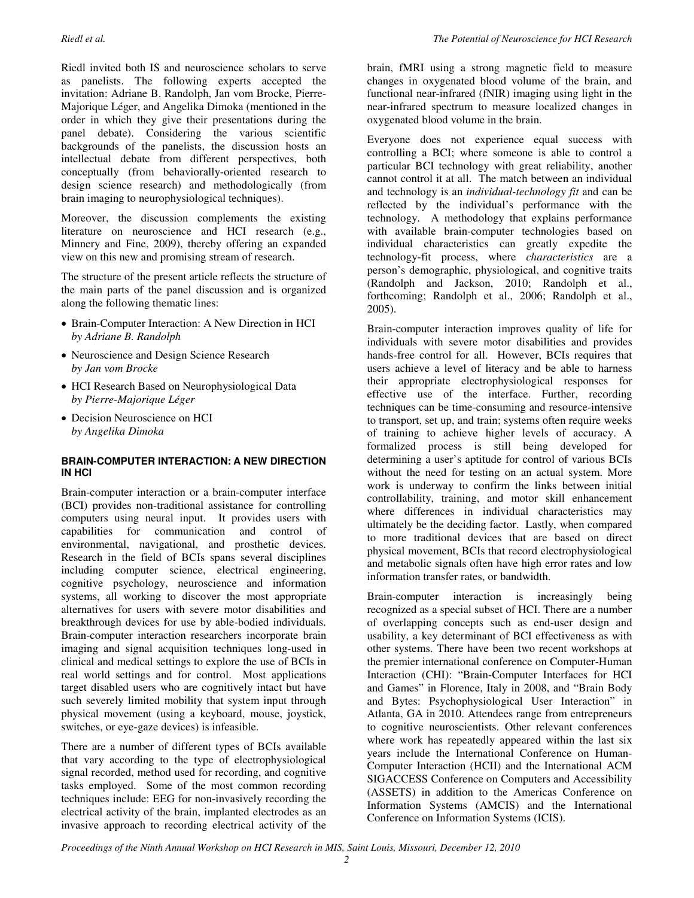Riedl invited both IS and neuroscience scholars to serve as panelists. The following experts accepted the invitation: Adriane B. Randolph, Jan vom Brocke, Pierre-Majorique Léger, and Angelika Dimoka (mentioned in the order in which they give their presentations during the panel debate). Considering the various scientific backgrounds of the panelists, the discussion hosts an intellectual debate from different perspectives, both conceptually (from behaviorally-oriented research to design science research) and methodologically (from brain imaging to neurophysiological techniques).

Moreover, the discussion complements the existing literature on neuroscience and HCI research (e.g., Minnery and Fine, 2009), thereby offering an expanded view on this new and promising stream of research.

The structure of the present article reflects the structure of the main parts of the panel discussion and is organized along the following thematic lines:

- Brain-Computer Interaction: A New Direction in HCI *by Adriane B. Randolph*
- Neuroscience and Design Science Research *by Jan vom Brocke*
- HCI Research Based on Neurophysiological Data *by Pierre-Majorique Léger*
- Decision Neuroscience on HCI *by Angelika Dimoka*

## BRAIN-COMPUTER INTERACTION: A NEW DIRECTION IN HCI

Brain-computer interaction or a brain-computer interface (BCI) provides non-traditional assistance for controlling computers using neural input. It provides users with capabilities for communication and control of environmental, navigational, and prosthetic devices. Research in the field of BCIs spans several disciplines including computer science, electrical engineering, cognitive psychology, neuroscience and information systems, all working to discover the most appropriate alternatives for users with severe motor disabilities and breakthrough devices for use by able-bodied individuals. Brain-computer interaction researchers incorporate brain imaging and signal acquisition techniques long-used in clinical and medical settings to explore the use of BCIs in real world settings and for control. Most applications target disabled users who are cognitively intact but have such severely limited mobility that system input through physical movement (using a keyboard, mouse, joystick, switches, or eye-gaze devices) is infeasible.

There are a number of different types of BCIs available that vary according to the type of electrophysiological signal recorded, method used for recording, and cognitive tasks employed. Some of the most common recording techniques include: EEG for non-invasively recording the electrical activity of the brain, implanted electrodes as an invasive approach to recording electrical activity of the brain, fMRI using a strong magnetic field to measure changes in oxygenated blood volume of the brain, and functional near-infrared (fNIR) imaging using light in the near-infrared spectrum to measure localized changes in oxygenated blood volume in the brain.

Everyone does not experience equal success with controlling a BCI; where someone is able to control a particular BCI technology with great reliability, another cannot control it at all. The match between an individual and technology is an *individual-technology fit* and can be reflected by the individual's performance with the technology. A methodology that explains performance with available brain-computer technologies based on individual characteristics can greatly expedite the technology-fit process, where *characteristics* are a person's demographic, physiological, and cognitive traits (Randolph and Jackson, 2010; Randolph et al., forthcoming; Randolph et al., 2006; Randolph et al., 2005).

Brain-computer interaction improves quality of life for individuals with severe motor disabilities and provides hands-free control for all. However, BCIs requires that users achieve a level of literacy and be able to harness their appropriate electrophysiological responses for effective use of the interface. Further, recording techniques can be time-consuming and resource-intensive to transport, set up, and train; systems often require weeks of training to achieve higher levels of accuracy. A formalized process is still being developed for determining a user's aptitude for control of various BCIs without the need for testing on an actual system. More work is underway to confirm the links between initial controllability, training, and motor skill enhancement where differences in individual characteristics may ultimately be the deciding factor. Lastly, when compared to more traditional devices that are based on direct physical movement, BCIs that record electrophysiological and metabolic signals often have high error rates and low information transfer rates, or bandwidth.

Brain-computer interaction is increasingly being recognized as a special subset of HCI. There are a number of overlapping concepts such as end-user design and usability, a key determinant of BCI effectiveness as with other systems. There have been two recent workshops at the premier international conference on Computer-Human Interaction (CHI): "Brain-Computer Interfaces for HCI and Games" in Florence, Italy in 2008, and "Brain Body and Bytes: Psychophysiological User Interaction" in Atlanta, GA in 2010. Attendees range from entrepreneurs to cognitive neuroscientists. Other relevant conferences where work has repeatedly appeared within the last six years include the International Conference on Human-Computer Interaction (HCII) and the International ACM SIGACCESS Conference on Computers and Accessibility (ASSETS) in addition to the Americas Conference on Information Systems (AMCIS) and the International Conference on Information Systems (ICIS).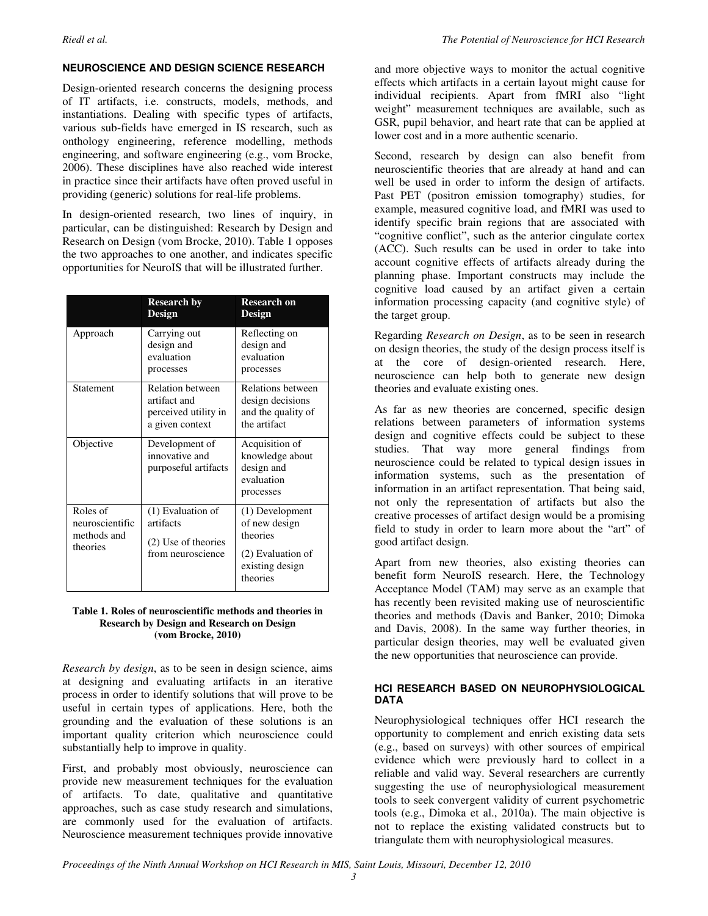## NEUROSCIENCE AND DESIGN SCIENCE RESEARCH

Design-oriented research concerns the designing process of IT artifacts, i.e. constructs, models, methods, and instantiations. Dealing with specific types of artifacts, various sub-fields have emerged in IS research, such as onthology engineering, reference modelling, methods engineering, and software engineering (e.g., vom Brocke, 2006). These disciplines have also reached wide interest in practice since their artifacts have often proved useful in providing (generic) solutions for real-life problems.

In design-oriented research, two lines of inquiry, in particular, can be distinguished: Research by Design and Research on Design (vom Brocke, 2010). Table 1 opposes the two approaches to one another, and indicates specific opportunities for NeuroIS that will be illustrated further.

| | **Research by Design** | **Research on Design** |
|---|---|---|
| Approach | Carrying out design and evaluation processes | Reflecting on design and evaluation processes |
| Statement | Relation between artifact and perceived utility in a given context | Relations between design decisions and the quality of the artifact |
| Objective | Development of innovative and purposeful artifacts | Acquisition of knowledge about design and evaluation processes |
| Roles of neuroscientific methods and theories | (1) Evaluation of artifacts<br>(2) Use of theories from neuroscience | (1) Development of new design theories<br>(2) Evaluation of existing design theories |

**Table 1. Roles of neuroscientific methods and theories in Research by Design and Research on Design (vom Brocke, 2010)**

*Research by design*, as to be seen in design science, aims at designing and evaluating artifacts in an iterative process in order to identify solutions that will prove to be useful in certain types of applications. Here, both the grounding and the evaluation of these solutions is an important quality criterion which neuroscience could substantially help to improve in quality.

First, and probably most obviously, neuroscience can provide new measurement techniques for the evaluation of artifacts. To date, qualitative and quantitative approaches, such as case study research and simulations, are commonly used for the evaluation of artifacts. Neuroscience measurement techniques provide innovative and more objective ways to monitor the actual cognitive effects which artifacts in a certain layout might cause for individual recipients. Apart from fMRI also "light weight" measurement techniques are available, such as GSR, pupil behavior, and heart rate that can be applied at lower cost and in a more authentic scenario.

Second, research by design can also benefit from neuroscientific theories that are already at hand and can well be used in order to inform the design of artifacts. Past PET (positron emission tomography) studies, for example, measured cognitive load, and fMRI was used to identify specific brain regions that are associated with "cognitive conflict", such as the anterior cingulate cortex (ACC). Such results can be used in order to take into account cognitive effects of artifacts already during the planning phase. Important constructs may include the cognitive load caused by an artifact given a certain information processing capacity (and cognitive style) of the target group.

Regarding *Research on Design*, as to be seen in research on design theories, the study of the design process itself is at the core of design-oriented research. Here, neuroscience can help both to generate new design theories and evaluate existing ones.

As far as new theories are concerned, specific design relations between parameters of information systems design and cognitive effects could be subject to these studies. That way more general findings from neuroscience could be related to typical design issues in information systems, such as the presentation of information in an artifact representation. That being said, not only the representation of artifacts but also the creative processes of artifact design would be a promising field to study in order to learn more about the "art" of good artifact design.

Apart from new theories, also existing theories can benefit form NeuroIS research. Here, the Technology Acceptance Model (TAM) may serve as an example that has recently been revisited making use of neuroscientific theories and methods (Davis and Banker, 2010; Dimoka and Davis, 2008). In the same way further theories, in particular design theories, may well be evaluated given the new opportunities that neuroscience can provide.

## HCI RESEARCH BASED ON NEUROPHYSIOLOGICAL DATA

Neurophysiological techniques offer HCI research the opportunity to complement and enrich existing data sets (e.g., based on surveys) with other sources of empirical evidence which were previously hard to collect in a reliable and valid way. Several researchers are currently suggesting the use of neurophysiological measurement tools to seek convergent validity of current psychometric tools (e.g., Dimoka et al., 2010a). The main objective is not to replace the existing validated constructs but to triangulate them with neurophysiological measures.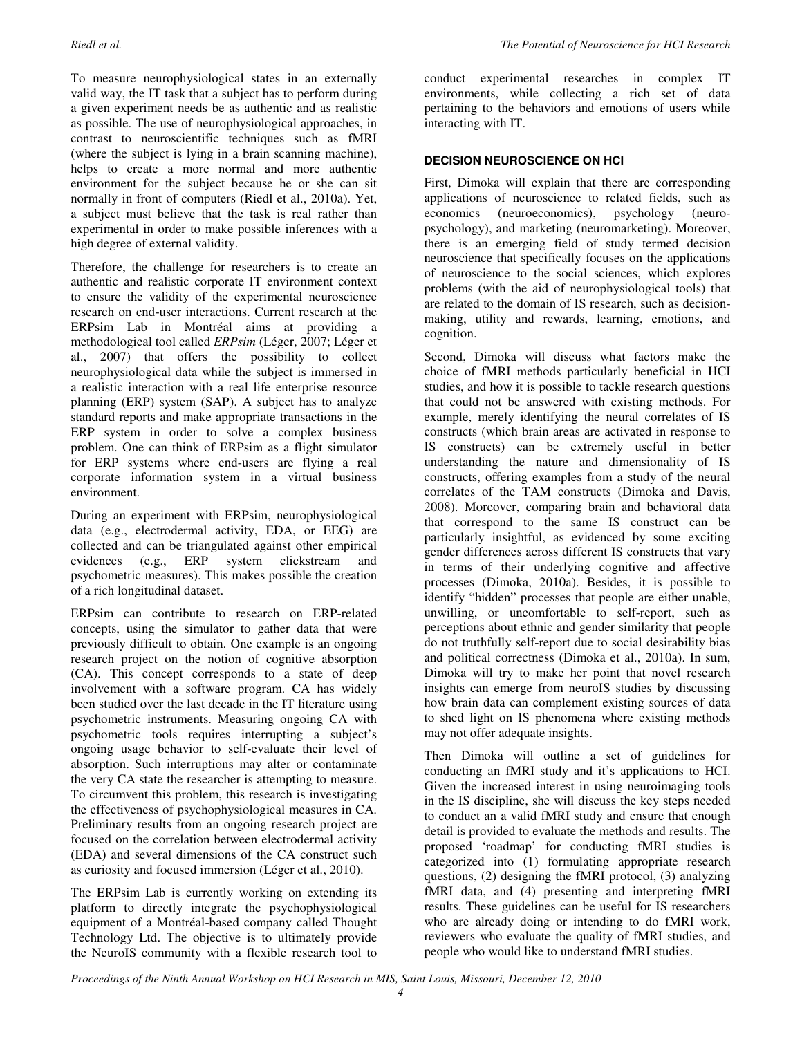To measure neurophysiological states in an externally valid way, the IT task that a subject has to perform during a given experiment needs be as authentic and as realistic as possible. The use of neurophysiological approaches, in contrast to neuroscientific techniques such as fMRI (where the subject is lying in a brain scanning machine), helps to create a more normal and more authentic environment for the subject because he or she can sit normally in front of computers (Riedl et al., 2010a). Yet, a subject must believe that the task is real rather than experimental in order to make possible inferences with a high degree of external validity.

Therefore, the challenge for researchers is to create an authentic and realistic corporate IT environment context to ensure the validity of the experimental neuroscience research on end-user interactions. Current research at the ERPsim Lab in Montréal aims at providing a methodological tool called *ERPsim* (Léger, 2007; Léger et al., 2007) that offers the possibility to collect neurophysiological data while the subject is immersed in a realistic interaction with a real life enterprise resource planning (ERP) system (SAP). A subject has to analyze standard reports and make appropriate transactions in the ERP system in order to solve a complex business problem. One can think of ERPsim as a flight simulator for ERP systems where end-users are flying a real corporate information system in a virtual business environment.

During an experiment with ERPsim, neurophysiological data (e.g., electrodermal activity, EDA, or EEG) are collected and can be triangulated against other empirical evidences (e.g., ERP system clickstream and psychometric measures). This makes possible the creation of a rich longitudinal dataset.

ERPsim can contribute to research on ERP-related concepts, using the simulator to gather data that were previously difficult to obtain. One example is an ongoing research project on the notion of cognitive absorption (CA). This concept corresponds to a state of deep involvement with a software program. CA has widely been studied over the last decade in the IT literature using psychometric instruments. Measuring ongoing CA with psychometric tools requires interrupting a subject's ongoing usage behavior to self-evaluate their level of absorption. Such interruptions may alter or contaminate the very CA state the researcher is attempting to measure. To circumvent this problem, this research is investigating the effectiveness of psychophysiological measures in CA. Preliminary results from an ongoing research project are focused on the correlation between electrodermal activity (EDA) and several dimensions of the CA construct such as curiosity and focused immersion (Léger et al., 2010).

The ERPsim Lab is currently working on extending its platform to directly integrate the psychophysiological equipment of a Montréal-based company called Thought Technology Ltd. The objective is to ultimately provide the NeuroIS community with a flexible research tool to conduct experimental researches in complex IT environments, while collecting a rich set of data pertaining to the behaviors and emotions of users while interacting with IT.

#### DECISION NEUROSCIENCE ON HCI

First, Dimoka will explain that there are corresponding applications of neuroscience to related fields, such as economics (neuroeconomics), psychology (neuro-psychology), and marketing (neuromarketing). Moreover, there is an emerging field of study termed decision neuroscience that specifically focuses on the applications of neuroscience to the social sciences, which explores problems (with the aid of neurophysiological tools) that are related to the domain of IS research, such as decision-making, utility and rewards, learning, emotions, and cognition.

Second, Dimoka will discuss what factors make the choice of fMRI methods particularly beneficial in HCI studies, and how it is possible to tackle research questions that could not be answered with existing methods. For example, merely identifying the neural correlates of IS constructs (which brain areas are activated in response to IS constructs) can be extremely useful in better understanding the nature and dimensionality of IS constructs, offering examples from a study of the neural correlates of the TAM constructs (Dimoka and Davis, 2008). Moreover, comparing brain and behavioral data that correspond to the same IS construct can be particularly insightful, as evidenced by some exciting gender differences across different IS constructs that vary in terms of their underlying cognitive and affective processes (Dimoka, 2010a). Besides, it is possible to identify "hidden" processes that people are either unable, unwilling, or uncomfortable to self-report, such as perceptions about ethnic and gender similarity that people do not truthfully self-report due to social desirability bias and political correctness (Dimoka et al., 2010a). In sum, Dimoka will try to make her point that novel research insights can emerge from neuroIS studies by discussing how brain data can complement existing sources of data to shed light on IS phenomena where existing methods may not offer adequate insights.

Then Dimoka will outline a set of guidelines for conducting an fMRI study and it's applications to HCI. Given the increased interest in using neuroimaging tools in the IS discipline, she will discuss the key steps needed to conduct a valid fMRI study and ensure that enough detail is provided to evaluate the methods and results. The proposed 'roadmap' for conducting fMRI studies is categorized into (1) formulating appropriate research questions, (2) designing the fMRI protocol, (3) analyzing fMRI data, and (4) presenting and interpreting fMRI results. These guidelines can be useful for IS researchers who are already doing or intending to do fMRI work, reviewers who evaluate the quality of fMRI studies, and people who would like to understand fMRI studies.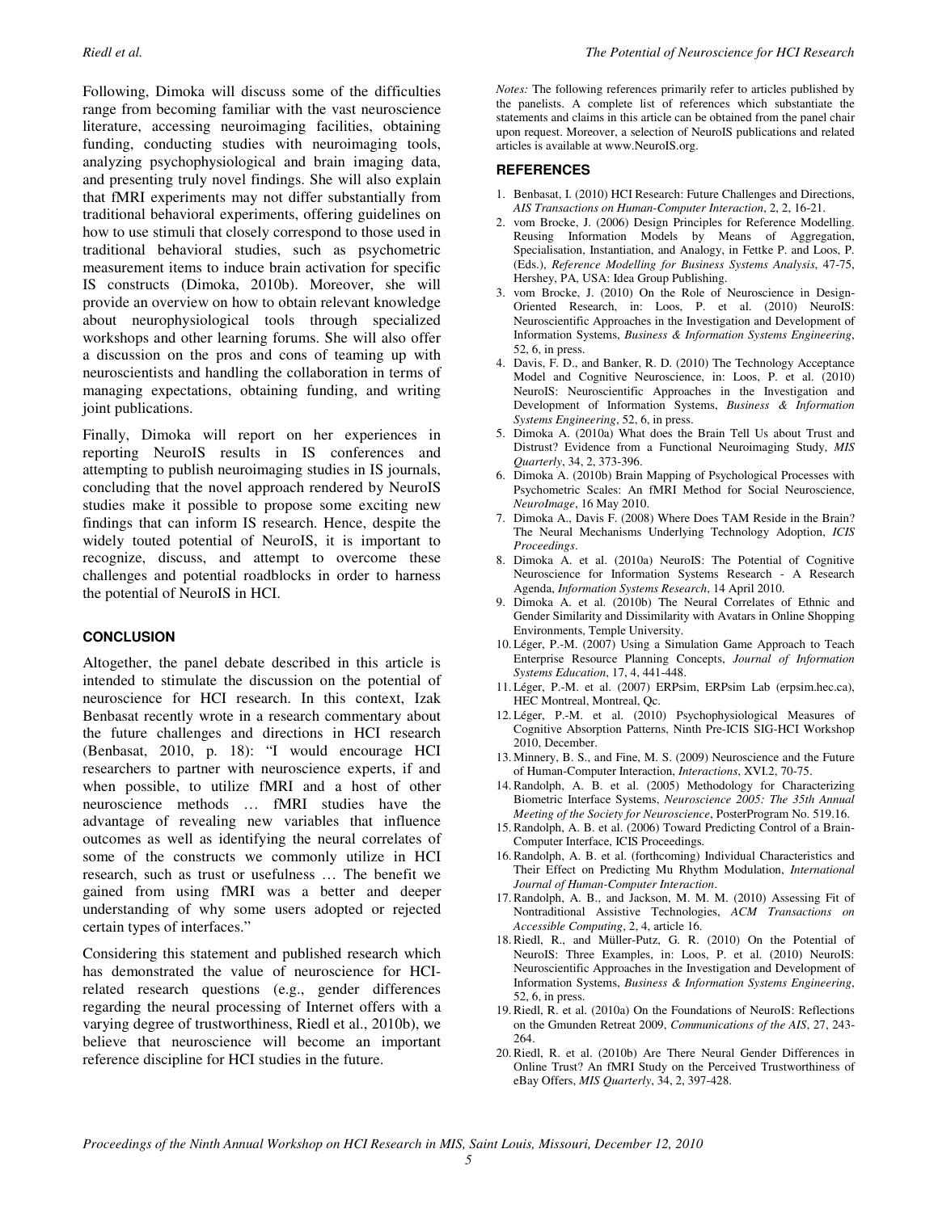Following, Dimoka will discuss some of the difficulties range from becoming familiar with the vast neuroscience literature, accessing neuroimaging facilities, obtaining funding, conducting studies with neuroimaging tools, analyzing psychophysiological and brain imaging data, and presenting truly novel findings. She will also explain that fMRI experiments may not differ substantially from traditional behavioral experiments, offering guidelines on how to use stimuli that closely correspond to those used in traditional behavioral studies, such as psychometric measurement items to induce brain activation for specific IS constructs (Dimoka, 2010b). Moreover, she will provide an overview on how to obtain relevant knowledge about neurophysiological tools through specialized workshops and other learning forums. She will also offer a discussion on the pros and cons of teaming up with neuroscientists and handling the collaboration in terms of managing expectations, obtaining funding, and writing joint publications.

Finally, Dimoka will report on her experiences in reporting NeuroIS results in IS conferences and attempting to publish neuroimaging studies in IS journals, concluding that the novel approach rendered by NeuroIS studies make it possible to propose some exciting new findings that can inform IS research. Hence, despite the widely touted potential of NeuroIS, it is important to recognize, discuss, and attempt to overcome these challenges and potential roadblocks in order to harness the potential of NeuroIS in HCI.

### CONCLUSION

Altogether, the panel debate described in this article is intended to stimulate the discussion on the potential of neuroscience for HCI research. In this context, Izak Benbasat recently wrote in a research commentary about the future challenges and directions in HCI research (Benbasat, 2010, p. 18): "I would encourage HCI researchers to partner with neuroscience experts, if and when possible, to utilize fMRI and a host of other neuroscience methods … fMRI studies have the advantage of revealing new variables that influence outcomes as well as identifying the neural correlates of some of the constructs we commonly utilize in HCI research, such as trust or usefulness … The benefit we gained from using fMRI was a better and deeper understanding of why some users adopted or rejected certain types of interfaces."

Considering this statement and published research which has demonstrated the value of neuroscience for HCI-related research questions (e.g., gender differences regarding the neural processing of Internet offers with a varying degree of trustworthiness, Riedl et al., 2010b), we believe that neuroscience will become an important reference discipline for HCI studies in the future.

*Notes:* The following references primarily refer to articles published by the panelists. A complete list of references which substantiate the statements and claims in this article can be obtained from the panel chair upon request. Moreover, a selection of NeuroIS publications and related articles is available at www.NeuroIS.org.

### REFERENCES

1. Benbasat, I. (2010) HCI Research: Future Challenges and Directions, *AIS Transactions on Human-Computer Interaction*, 2, 2, 16-21.
2. vom Brocke, J. (2006) Design Principles for Reference Modelling. Reusing Information Models by Means of Aggregation, Specialisation, Instantiation, and Analogy, in Fettke P. and Loos, P. (Eds.), *Reference Modelling for Business Systems Analysis*, 47-75, Hershey, PA, USA: Idea Group Publishing.
3. vom Brocke, J. (2010) On the Role of Neuroscience in Design-Oriented Research, in: Loos, P. et al. (2010) NeuroIS: Neuroscientific Approaches in the Investigation and Development of Information Systems, *Business & Information Systems Engineering*, 52, 6, in press.
4. Davis, F. D., and Banker, R. D. (2010) The Technology Acceptance Model and Cognitive Neuroscience, in: Loos, P. et al. (2010) NeuroIS: Neuroscientific Approaches in the Investigation and Development of Information Systems, *Business & Information Systems Engineering*, 52, 6, in press.
5. Dimoka A. (2010a) What does the Brain Tell Us about Trust and Distrust? Evidence from a Functional Neuroimaging Study, *MIS Quarterly*, 34, 2, 373-396.
6. Dimoka A. (2010b) Brain Mapping of Psychological Processes with Psychometric Scales: An fMRI Method for Social Neuroscience, *NeuroImage*, 16 May 2010.
7. Dimoka A., Davis F. (2008) Where Does TAM Reside in the Brain? The Neural Mechanisms Underlying Technology Adoption, *ICIS Proceedings*.
8. Dimoka A. et al. (2010a) NeuroIS: The Potential of Cognitive Neuroscience for Information Systems Research - A Research Agenda, *Information Systems Research*, 14 April 2010.
9. Dimoka A. et al. (2010b) The Neural Correlates of Ethnic and Gender Similarity and Dissimilarity with Avatars in Online Shopping Environments, Temple University.
10. Léger, P.-M. (2007) Using a Simulation Game Approach to Teach Enterprise Resource Planning Concepts, *Journal of Information Systems Education*, 17, 4, 441-448.
11. Léger, P.-M. et al. (2007) ERPsim, ERPsim Lab (erpsim.hec.ca), HEC Montreal, Montreal, Qc.
12. Léger, P.-M. et al. (2010) Psychophysiological Measures of Cognitive Absorption Patterns, Ninth Pre-ICIS SIG-HCI Workshop 2010, December.
13. Minnery, B. S., and Fine, M. S. (2009) Neuroscience and the Future of Human-Computer Interaction, *Interactions*, XVI.2, 70-75.
14. Randolph, A. B. et al. (2005) Methodology for Characterizing Biometric Interface Systems, *Neuroscience 2005: The 35th Annual Meeting of the Society for Neuroscience*, PosterProgram No. 519.16.
15. Randolph, A. B. et al. (2006) Toward Predicting Control of a Brain-Computer Interface, ICIS Proceedings.
16. Randolph, A. B. et al. (forthcoming) Individual Characteristics and Their Effect on Predicting Mu Rhythm Modulation, *International Journal of Human-Computer Interaction*.
17. Randolph, A. B., and Jackson, M. M. M. (2010) Assessing Fit of Nontraditional Assistive Technologies, *ACM Transactions on Accessible Computing*, 2, 4, article 16.
18. Riedl, R., and Müller-Putz, G. R. (2010) On the Potential of NeuroIS: Three Examples, in: Loos, P. et al. (2010) NeuroIS: Neuroscientific Approaches in the Investigation and Development of Information Systems, *Business & Information Systems Engineering*, 52, 6, in press.
19. Riedl, R. et al. (2010a) On the Foundations of NeuroIS: Reflections on the Gmunden Retreat 2009, *Communications of the AIS*, 27, 243-264.
20. Riedl, R. et al. (2010b) Are There Neural Gender Differences in Online Trust? An fMRI Study on the Perceived Trustworthiness of eBay Offers, *MIS Quarterly*, 34, 2, 397-428.